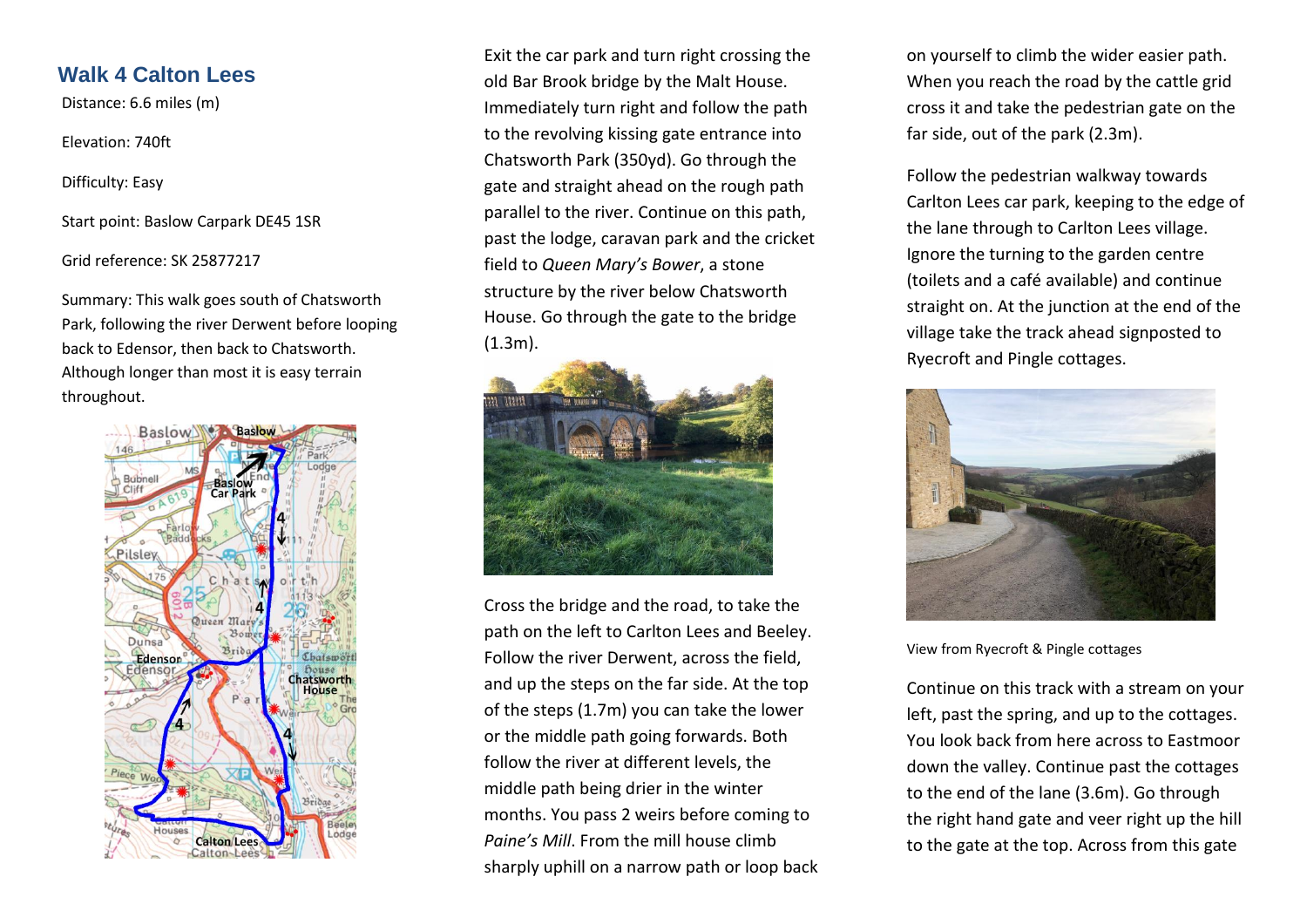## Walk 4 Calton Lees

Distance: 6.6 miles (m)

Elevation: 740ft

Difficulty: Easy

Start point: Baslow Carpark DE45 1SR

Grid reference: SK 25877217

Summary: This walk goes south of Chatsworth Park, following the river Derwent before looping back to Edensor, then back to Chatsworth. Although longer than most it is easy terrain throughout.

Exit the car park and turn right crossing the old Bar Brook bridge by the Malt House. Immediately turn right and follow the path to the revolving kissing gate entrance into Chatsworth Park (350yd). Go through the gate and straight ahead on the rough path parallel to the river. Continue on this path, past the lodge, caravan park and the cricket field to *Queen Mary's Bower*, a stone structure by the river below Chatsworth House. Go through the gate to the bridge (1.3m).

Cross the bridge and the road, to take the path on the left to Carlton Lees and Beeley. Follow the river Derwent, across the field, and up the steps on the far side. At the top of the steps (1.7m) you can take the lower or the middle path going forwards. Both follow the river at different levels, the middle path being drier in the winter months. You pass 2 weirs before coming to *Paine's Mill*. From the mill house climb sharply uphill on a narrow path or loop back on yourself to climb the wider easier path. When you reach the road by the cattle grid cross it and take the pedestrian gate on the far side, out of the park (2.3m).

Follow the pedestrian walkway towards Carlton Lees car park, keeping to the edge of the lane through to Carlton Lees village. Ignore the turning to the garden centre (toilets and a café available) and continue straight on. At the junction at the end of the village take the track ahead signposted to Ryecroft and Pingle cottages.

View from Ryecroft & Pingle cottages

Continue on this track with a stream on your left, past the spring, and up to the cottages. You look back from here across to Eastmoor down the valley. Continue past the cottages to the end of the lane (3.6m). Go through the right hand gate and veer right up the hill to the gate at the top. Across from this gate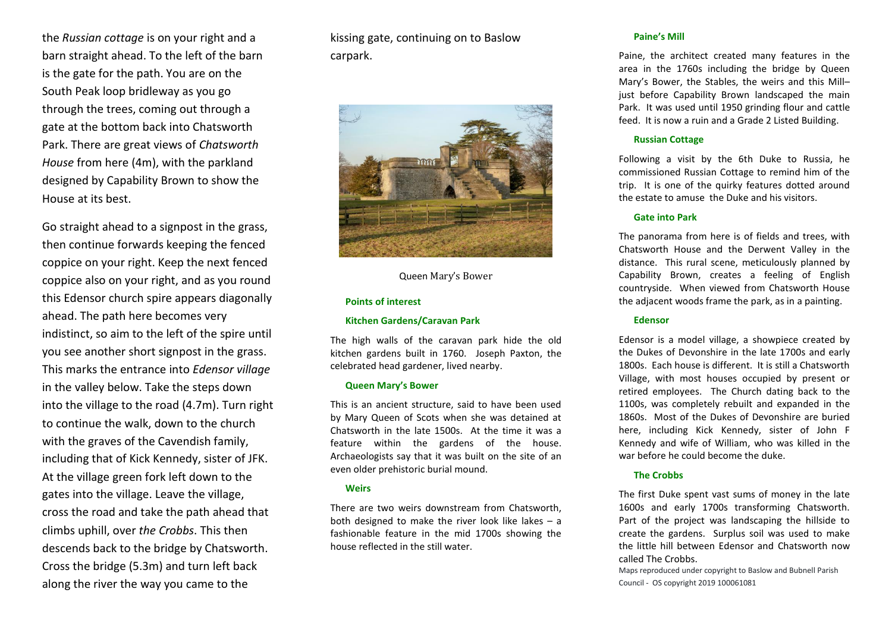the *Russian cottage* is on your right and a barn straight ahead. To the left of the barn is the gate for the path. You are on the South Peak loop bridleway as you go through the trees, coming out through a gate at the bottom back into Chatsworth Park. There are great views of *Chatsworth House* from here (4m), with the parkland designed by Capability Brown to show the House at its best.

Go straight ahead to a signpost in the grass, then continue forwards keeping the fenced coppice on your right. Keep the next fenced coppice also on your right, and as you round this Edensor church spire appears diagonally ahead. The path here becomes very indistinct, so aim to the left of the spire until you see another short signpost in the grass. This marks the entrance into *Edensor village* in the valley below. Take the steps down into the village to the road (4.7m). Turn right to continue the walk, down to the church with the graves of the Cavendish family, including that of Kick Kennedy, sister of JFK. At the village green fork left down to the gates into the village. Leave the village, cross the road and take the path ahead that climbs uphill, over *the Crobbs*. This then descends back to the bridge by Chatsworth. Cross the bridge (5.3m) and turn left back along the river the way you came to the kissing gate, continuing on to Baslow carpark.

Queen Mary's Bower

## Points of interest

### Kitchen Gardens/Caravan Park

The high walls of the caravan park hide the old kitchen gardens built in 1760. Joseph Paxton, the celebrated head gardener, lived nearby.

### Queen Mary's Bower

This is an ancient structure, said to have been used by Mary Queen of Scots when she was detained at Chatsworth in the late 1500s. At the time it was a feature within the gardens of the house. Archaeologists say that it was built on the site of an even older prehistoric burial mound.

### Weirs

There are two weirs downstream from Chatsworth, both designed to make the river look like lakes – a fashionable feature in the mid 1700s showing the house reflected in the still water.

### Paine's Mill

Paine, the architect created many features in the area in the 1760s including the bridge by Queen Mary's Bower, the Stables, the weirs and this Mill– just before Capability Brown landscaped the main Park. It was used until 1950 grinding flour and cattle feed. It is now a ruin and a Grade 2 Listed Building.

### Russian Cottage

Following a visit by the 6th Duke to Russia, he commissioned Russian Cottage to remind him of the trip. It is one of the quirky features dotted around the estate to amuse the Duke and his visitors.

### Gate into Park

The panorama from here is of fields and trees, with Chatsworth House and the Derwent Valley in the distance. This rural scene, meticulously planned by Capability Brown, creates a feeling of English countryside. When viewed from Chatsworth House the adjacent woods frame the park, as in a painting.

### Edensor

Edensor is a model village, a showpiece created by the Dukes of Devonshire in the late 1700s and early 1800s. Each house is different. It is still a Chatsworth Village, with most houses occupied by present or retired employees. The Church dating back to the 1100s, was completely rebuilt and expanded in the 1860s. Most of the Dukes of Devonshire are buried here, including Kick Kennedy, sister of John F Kennedy and wife of William, who was killed in the war before he could become the duke.

### The Crobbs

The first Duke spent vast sums of money in the late 1600s and early 1700s transforming Chatsworth. Part of the project was landscaping the hillside to create the gardens. Surplus soil was used to make the little hill between Edensor and Chatsworth now called The Crobbs.

Maps reproduced under copyright to Baslow and Bubnell Parish Council - OS copyright 2019 100061081